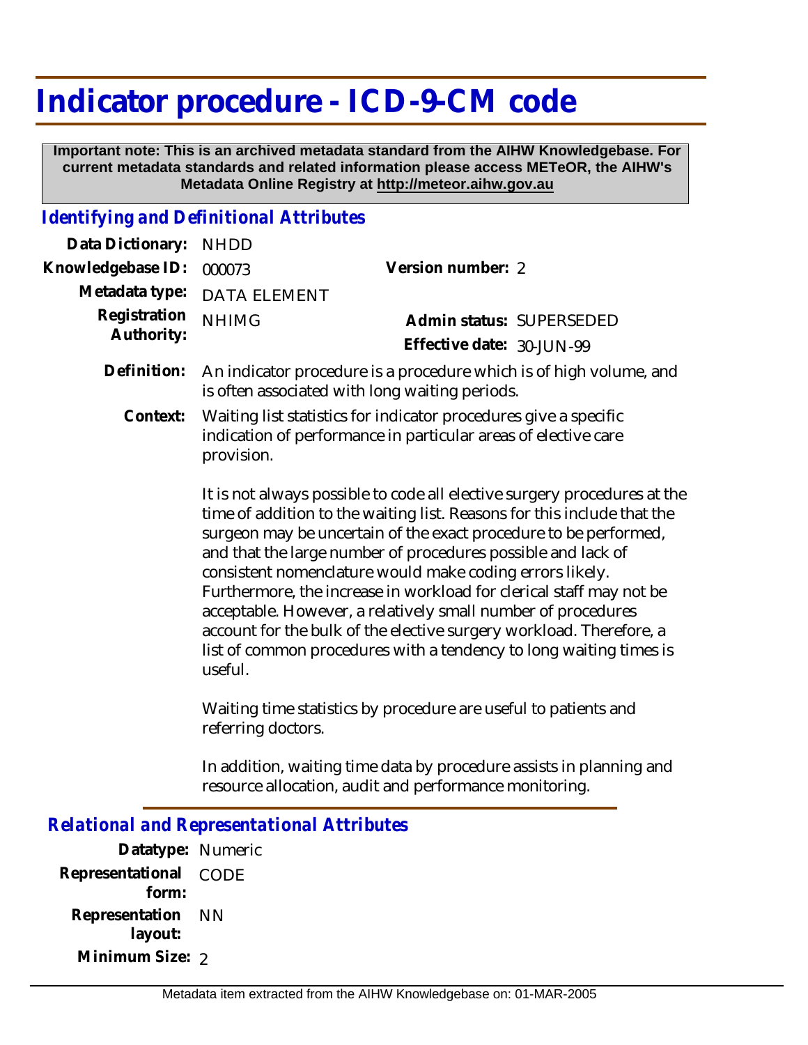# Indicator procedure - ICD-9-CM code

**Important note: This is an archived metadata standard from the AIHW Knowledgebase. For current metadata standards and related information please access METeOR, the AIHW's Metadata Online Registry at http://meteor.aihw.gov.au**

## *Identifying and Definitional Attributes*

**Data Dictionary:** NHDD

**Knowledgebase ID:** 000073

**Version number:** 2

**Metadata type:** DATA ELEMENT

**Registration Authority:** NHIMG

**Admin status:** SUPERSEDED

**Effective date:** 30-JUN-99

**Definition:** An indicator procedure is a procedure which is of high volume, and is often associated with long waiting periods.

**Context:** Waiting list statistics for indicator procedures give a specific indication of performance in particular areas of elective care provision.

It is not always possible to code all elective surgery procedures at the time of addition to the waiting list. Reasons for this include that the surgeon may be uncertain of the exact procedure to be performed, and that the large number of procedures possible and lack of consistent nomenclature would make coding errors likely. Furthermore, the increase in workload for clerical staff may not be acceptable. However, a relatively small number of procedures account for the bulk of the elective surgery workload. Therefore, a list of common procedures with a tendency to long waiting times is useful.

Waiting time statistics by procedure are useful to patients and referring doctors.

In addition, waiting time data by procedure assists in planning and resource allocation, audit and performance monitoring.

## *Relational and Representational Attributes*

**Datatype:** Numeric

**Representational form:** CODE

**Representation layout:** NN

**Minimum Size:** 2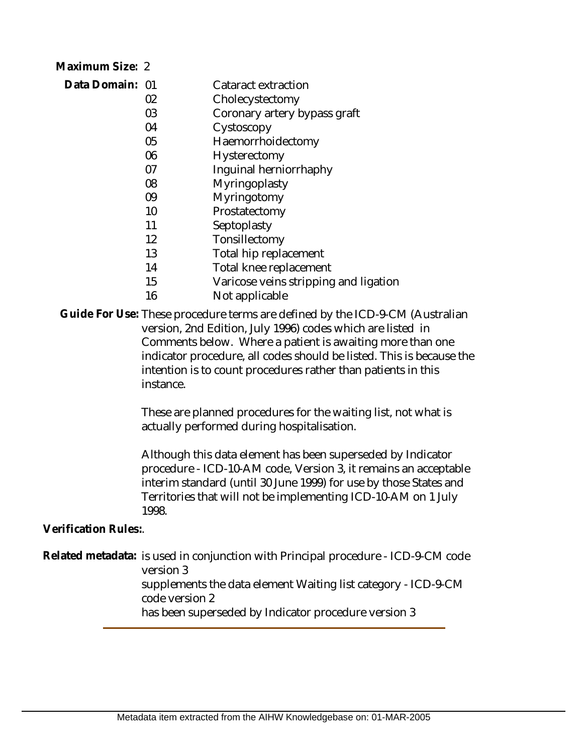**Maximum Size:** 2

**Data Domain:**

| Code | Description |
|---|---|
| 01 | Cataract extraction |
| 02 | Cholecystectomy |
| 03 | Coronary artery bypass graft |
| 04 | Cystoscopy |
| 05 | Haemorrhoidectomy |
| 06 | Hysterectomy |
| 07 | Inguinal herniorrhaphy |
| 08 | Myringoplasty |
| 09 | Myringotomy |
| 10 | Prostatectomy |
| 11 | Septoplasty |
| 12 | Tonsillectomy |
| 13 | Total hip replacement |
| 14 | Total knee replacement |
| 15 | Varicose veins stripping and ligation |
| 16 | Not applicable |

**Guide For Use:** These procedure terms are defined by the ICD-9-CM (Australian version, 2nd Edition, July 1996) codes which are listed in Comments below. Where a patient is awaiting more than one indicator procedure, all codes should be listed. This is because the intention is to count procedures rather than patients in this instance.

These are planned procedures for the waiting list, not what is actually performed during hospitalisation.

Although this data element has been superseded by Indicator procedure - ICD-10-AM code, Version 3, it remains an acceptable interim standard (until 30 June 1999) for use by those States and Territories that will not be implementing ICD-10-AM on 1 July 1998.

**Verification Rules:**.

**Related metadata:** is used in conjunction with Principal procedure - ICD-9-CM code version 3

supplements the data element Waiting list category - ICD-9-CM code version 2

has been superseded by Indicator procedure version 3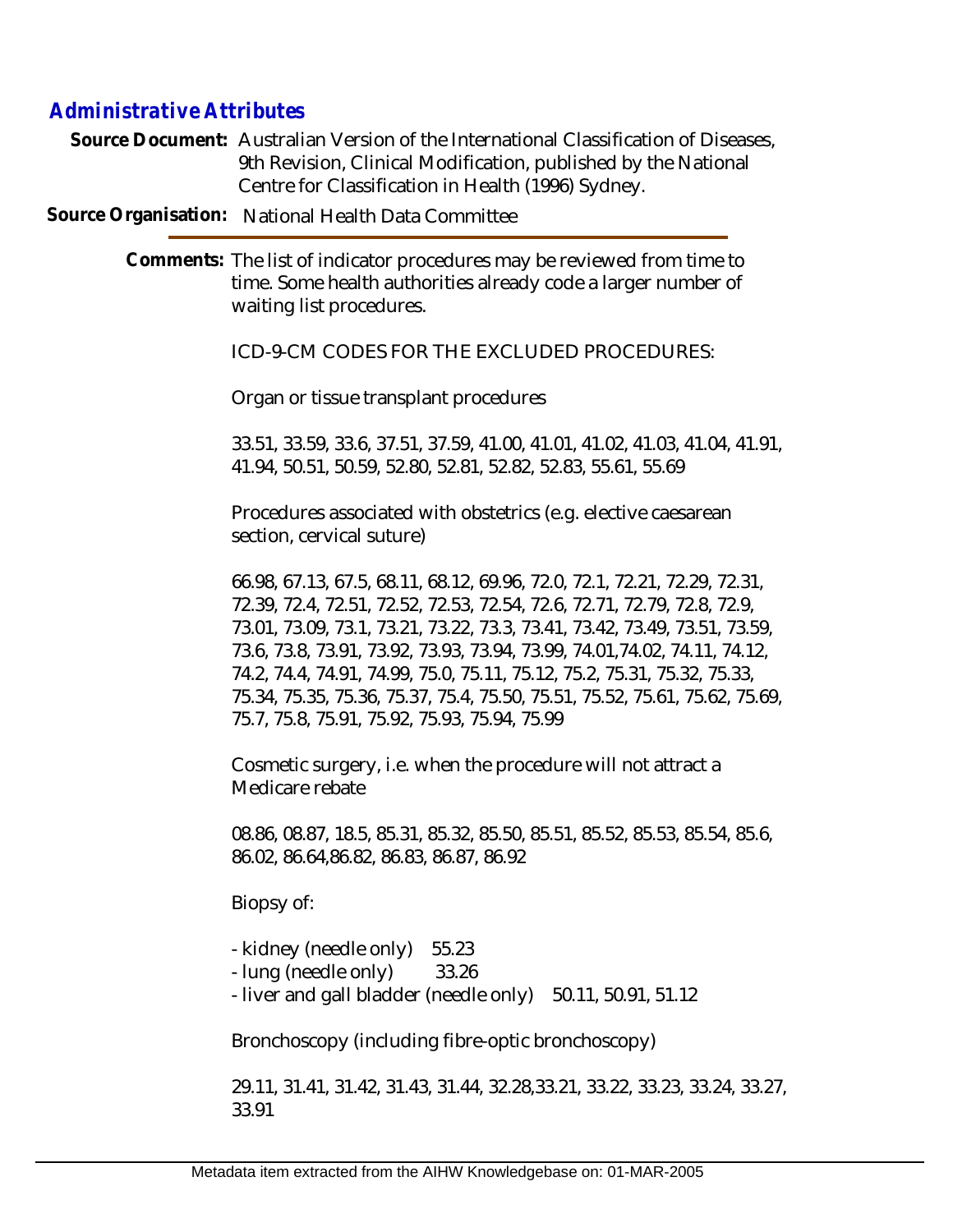## Administrative Attributes

**Source Document:** Australian Version of the International Classification of Diseases, 9th Revision, Clinical Modification, published by the National Centre for Classification in Health (1996) Sydney.

**Source Organisation:** National Health Data Committee

**Comments:** The list of indicator procedures may be reviewed from time to time. Some health authorities already code a larger number of waiting list procedures.

ICD-9-CM CODES FOR THE EXCLUDED PROCEDURES:

Organ or tissue transplant procedures

33.51, 33.59, 33.6, 37.51, 37.59, 41.00, 41.01, 41.02, 41.03, 41.04, 41.91, 41.94, 50.51, 50.59, 52.80, 52.81, 52.82, 52.83, 55.61, 55.69

Procedures associated with obstetrics (e.g. elective caesarean section, cervical suture)

66.98, 67.13, 67.5, 68.11, 68.12, 69.96, 72.0, 72.1, 72.21, 72.29, 72.31, 72.39, 72.4, 72.51, 72.52, 72.53, 72.54, 72.6, 72.71, 72.79, 72.8, 72.9, 73.01, 73.09, 73.1, 73.21, 73.22, 73.3, 73.41, 73.42, 73.49, 73.51, 73.59, 73.6, 73.8, 73.91, 73.92, 73.93, 73.94, 73.99, 74.01,74.02, 74.11, 74.12, 74.2, 74.4, 74.91, 74.99, 75.0, 75.11, 75.12, 75.2, 75.31, 75.32, 75.33, 75.34, 75.35, 75.36, 75.37, 75.4, 75.50, 75.51, 75.52, 75.61, 75.62, 75.69, 75.7, 75.8, 75.91, 75.92, 75.93, 75.94, 75.99

Cosmetic surgery, i.e. when the procedure will not attract a Medicare rebate

08.86, 08.87, 18.5, 85.31, 85.32, 85.50, 85.51, 85.52, 85.53, 85.54, 85.6, 86.02, 86.64,86.82, 86.83, 86.87, 86.92

Biopsy of:

- kidney (needle only) 55.23
- lung (needle only) 33.26
- liver and gall bladder (needle only) 50.11, 50.91, 51.12

Bronchoscopy (including fibre-optic bronchoscopy)

29.11, 31.41, 31.42, 31.43, 31.44, 32.28,33.21, 33.22, 33.23, 33.24, 33.27, 33.91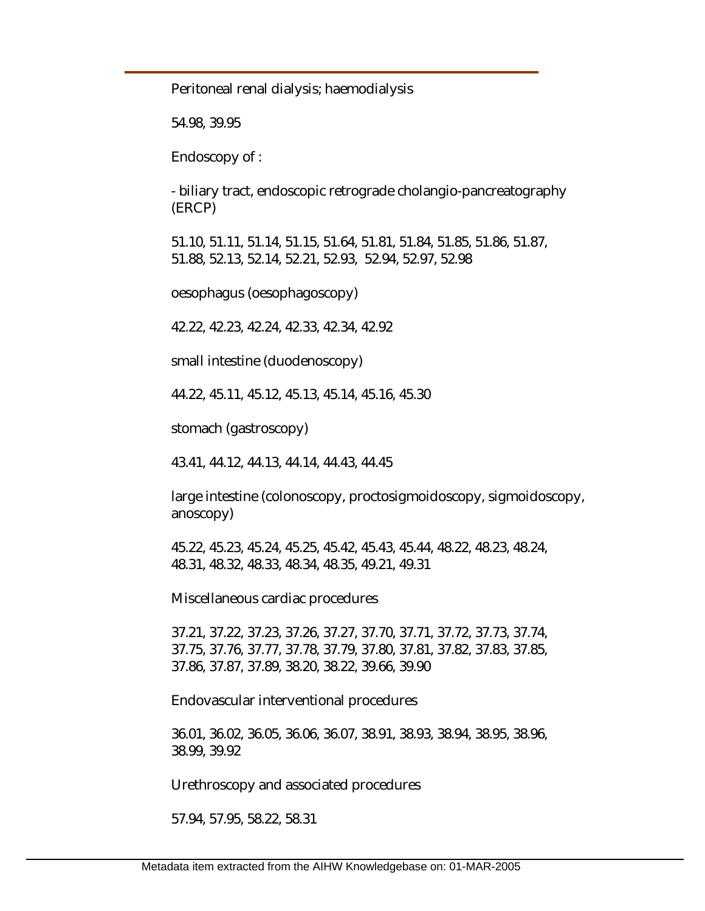Peritoneal renal dialysis; haemodialysis

54.98, 39.95

Endoscopy of :

- biliary tract, endoscopic retrograde cholangio-pancreatography (ERCP)

51.10, 51.11, 51.14, 51.15, 51.64, 51.81, 51.84, 51.85, 51.86, 51.87, 51.88, 52.13, 52.14, 52.21, 52.93, 52.94, 52.97, 52.98

oesophagus (oesophagoscopy)

42.22, 42.23, 42.24, 42.33, 42.34, 42.92

small intestine (duodenoscopy)

44.22, 45.11, 45.12, 45.13, 45.14, 45.16, 45.30

stomach (gastroscopy)

43.41, 44.12, 44.13, 44.14, 44.43, 44.45

large intestine (colonoscopy, proctosigmoidoscopy, sigmoidoscopy, anoscopy)

45.22, 45.23, 45.24, 45.25, 45.42, 45.43, 45.44, 48.22, 48.23, 48.24, 48.31, 48.32, 48.33, 48.34, 48.35, 49.21, 49.31

Miscellaneous cardiac procedures

37.21, 37.22, 37.23, 37.26, 37.27, 37.70, 37.71, 37.72, 37.73, 37.74, 37.75, 37.76, 37.77, 37.78, 37.79, 37.80, 37.81, 37.82, 37.83, 37.85, 37.86, 37.87, 37.89, 38.20, 38.22, 39.66, 39.90

Endovascular interventional procedures

36.01, 36.02, 36.05, 36.06, 36.07, 38.91, 38.93, 38.94, 38.95, 38.96, 38.99, 39.92

Urethroscopy and associated procedures

57.94, 57.95, 58.22, 58.31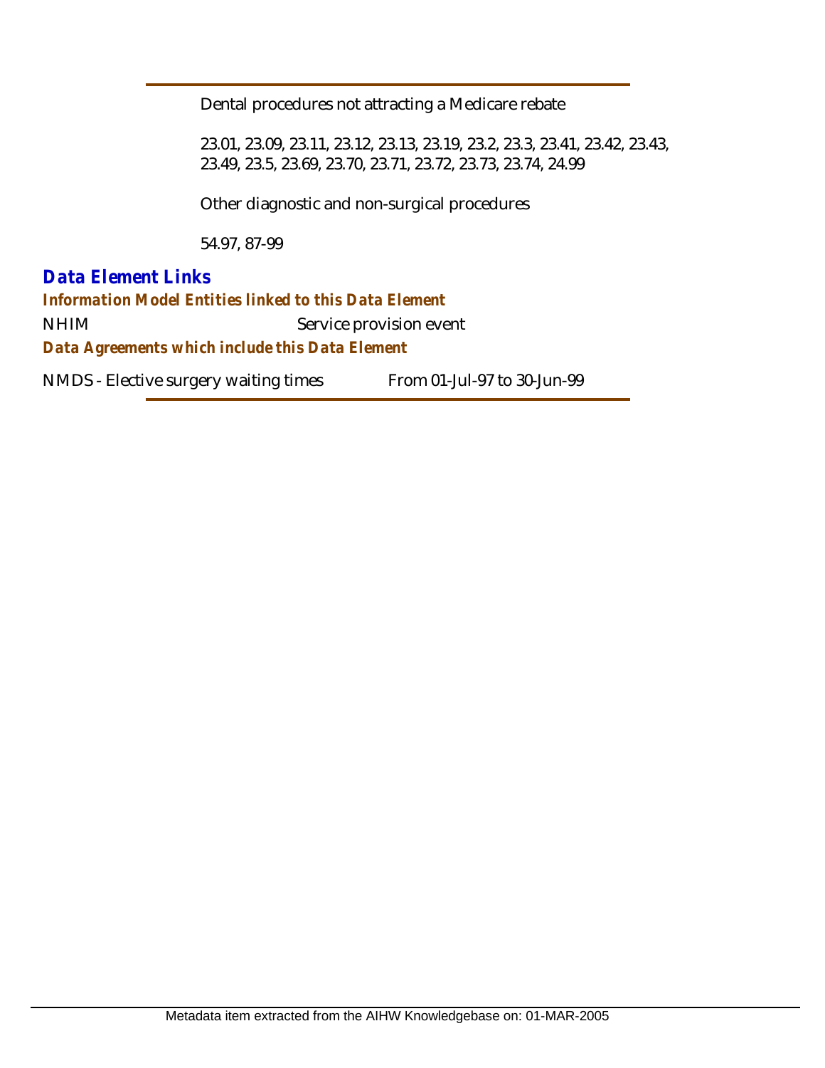Dental procedures not attracting a Medicare rebate

23.01, 23.09, 23.11, 23.12, 23.13, 23.19, 23.2, 23.3, 23.41, 23.42, 23.43, 23.49, 23.5, 23.69, 23.70, 23.71, 23.72, 23.73, 23.74, 24.99

Other diagnostic and non-surgical procedures

54.97, 87-99

## Data Element Links

### *Information Model Entities linked to this Data Element*

| | |
|---|---|
| NHIM | Service provision event |

### *Data Agreements which include this Data Element*

| | |
|---|---|
| NMDS - Elective surgery waiting times | From 01-Jul-97 to 30-Jun-99 |